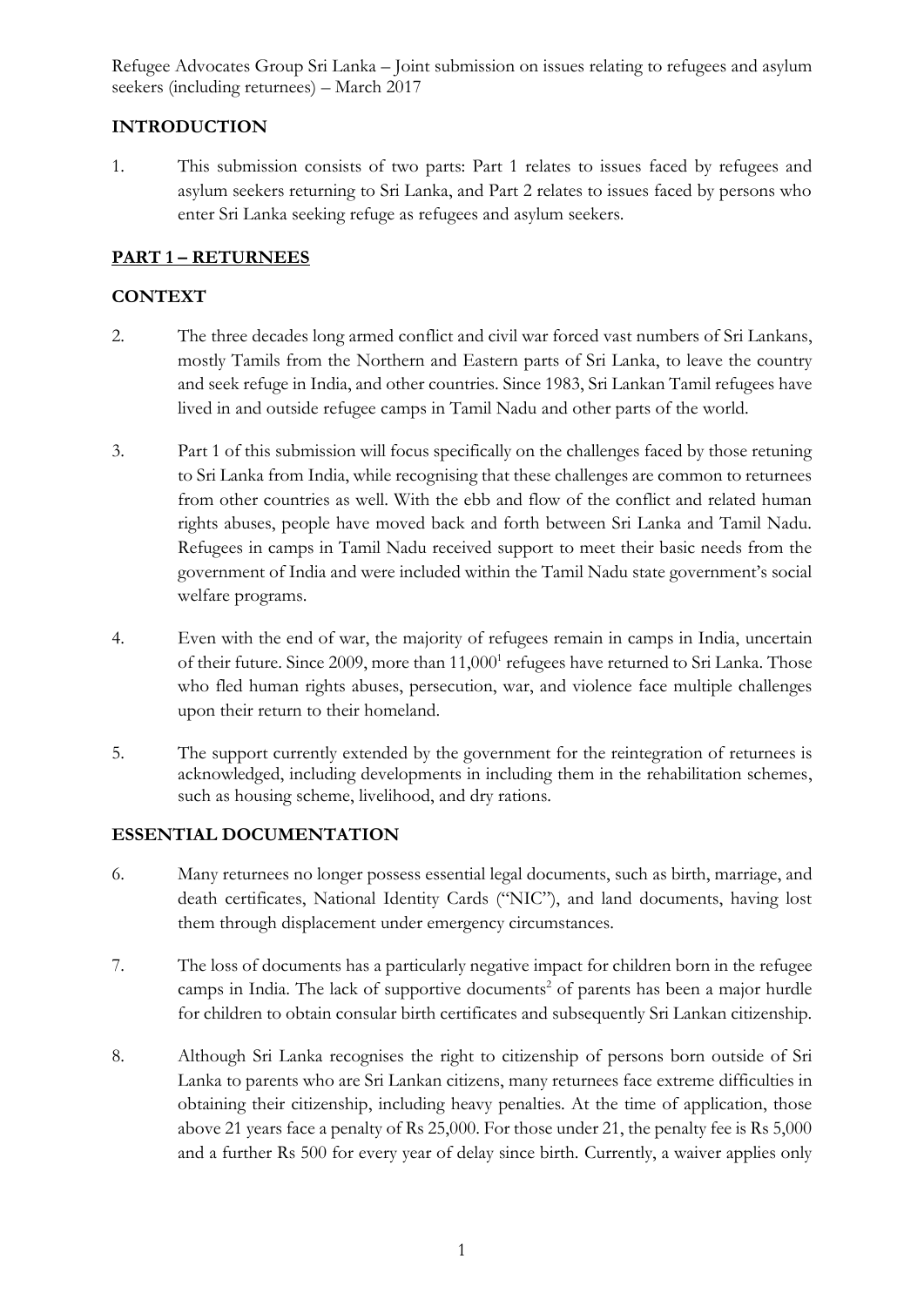Refugee Advocates Group Sri Lanka – Joint submission on issues relating to refugees and asylum seekers (including returnees) – March 2017

## INTRODUCTION

1. This submission consists of two parts: Part 1 relates to issues faced by refugees and asylum seekers returning to Sri Lanka, and Part 2 relates to issues faced by persons who enter Sri Lanka seeking refuge as refugees and asylum seekers.

## PART 1 – RETURNEES

### CONTEXT

2. The three decades long armed conflict and civil war forced vast numbers of Sri Lankans, mostly Tamils from the Northern and Eastern parts of Sri Lanka, to leave the country and seek refuge in India, and other countries. Since 1983, Sri Lankan Tamil refugees have lived in and outside refugee camps in Tamil Nadu and other parts of the world.

3. Part 1 of this submission will focus specifically on the challenges faced by those retuning to Sri Lanka from India, while recognising that these challenges are common to returnees from other countries as well. With the ebb and flow of the conflict and related human rights abuses, people have moved back and forth between Sri Lanka and Tamil Nadu. Refugees in camps in Tamil Nadu received support to meet their basic needs from the government of India and were included within the Tamil Nadu state government's social welfare programs.

4. Even with the end of war, the majority of refugees remain in camps in India, uncertain of their future. Since 2009, more than 11,000[1] refugees have returned to Sri Lanka. Those who fled human rights abuses, persecution, war, and violence face multiple challenges upon their return to their homeland.

5. The support currently extended by the government for the reintegration of returnees is acknowledged, including developments in including them in the rehabilitation schemes, such as housing scheme, livelihood, and dry rations.

### ESSENTIAL DOCUMENTATION

6. Many returnees no longer possess essential legal documents, such as birth, marriage, and death certificates, National Identity Cards ("NIC"), and land documents, having lost them through displacement under emergency circumstances.

7. The loss of documents has a particularly negative impact for children born in the refugee camps in India. The lack of supportive documents[2] of parents has been a major hurdle for children to obtain consular birth certificates and subsequently Sri Lankan citizenship.

8. Although Sri Lanka recognises the right to citizenship of persons born outside of Sri Lanka to parents who are Sri Lankan citizens, many returnees face extreme difficulties in obtaining their citizenship, including heavy penalties. At the time of application, those above 21 years face a penalty of Rs 25,000. For those under 21, the penalty fee is Rs 5,000 and a further Rs 500 for every year of delay since birth. Currently, a waiver applies only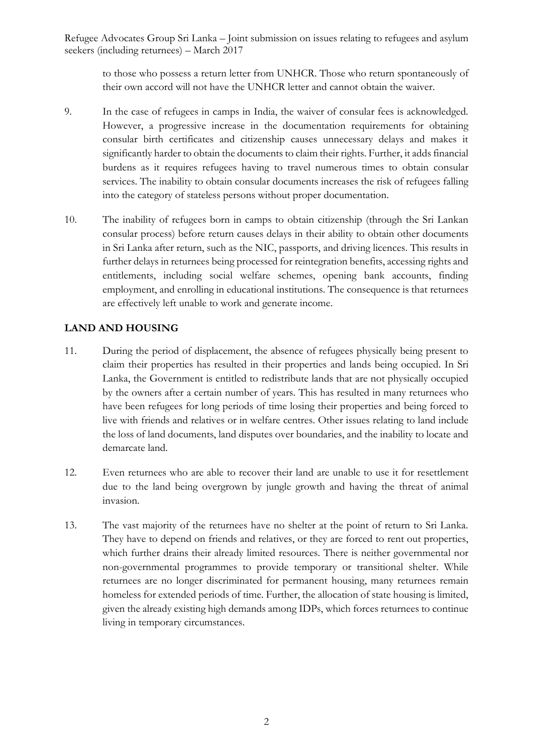to those who possess a return letter from UNHCR. Those who return spontaneously of their own accord will not have the UNHCR letter and cannot obtain the waiver.

9. In the case of refugees in camps in India, the waiver of consular fees is acknowledged. However, a progressive increase in the documentation requirements for obtaining consular birth certificates and citizenship causes unnecessary delays and makes it significantly harder to obtain the documents to claim their rights. Further, it adds financial burdens as it requires refugees having to travel numerous times to obtain consular services. The inability to obtain consular documents increases the risk of refugees falling into the category of stateless persons without proper documentation.

10. The inability of refugees born in camps to obtain citizenship (through the Sri Lankan consular process) before return causes delays in their ability to obtain other documents in Sri Lanka after return, such as the NIC, passports, and driving licences. This results in further delays in returnees being processed for reintegration benefits, accessing rights and entitlements, including social welfare schemes, opening bank accounts, finding employment, and enrolling in educational institutions. The consequence is that returnees are effectively left unable to work and generate income.

## LAND AND HOUSING

11. During the period of displacement, the absence of refugees physically being present to claim their properties has resulted in their properties and lands being occupied. In Sri Lanka, the Government is entitled to redistribute lands that are not physically occupied by the owners after a certain number of years. This has resulted in many returnees who have been refugees for long periods of time losing their properties and being forced to live with friends and relatives or in welfare centres. Other issues relating to land include the loss of land documents, land disputes over boundaries, and the inability to locate and demarcate land.

12. Even returnees who are able to recover their land are unable to use it for resettlement due to the land being overgrown by jungle growth and having the threat of animal invasion.

13. The vast majority of the returnees have no shelter at the point of return to Sri Lanka. They have to depend on friends and relatives, or they are forced to rent out properties, which further drains their already limited resources. There is neither governmental nor non-governmental programmes to provide temporary or transitional shelter. While returnees are no longer discriminated for permanent housing, many returnees remain homeless for extended periods of time. Further, the allocation of state housing is limited, given the already existing high demands among IDPs, which forces returnees to continue living in temporary circumstances.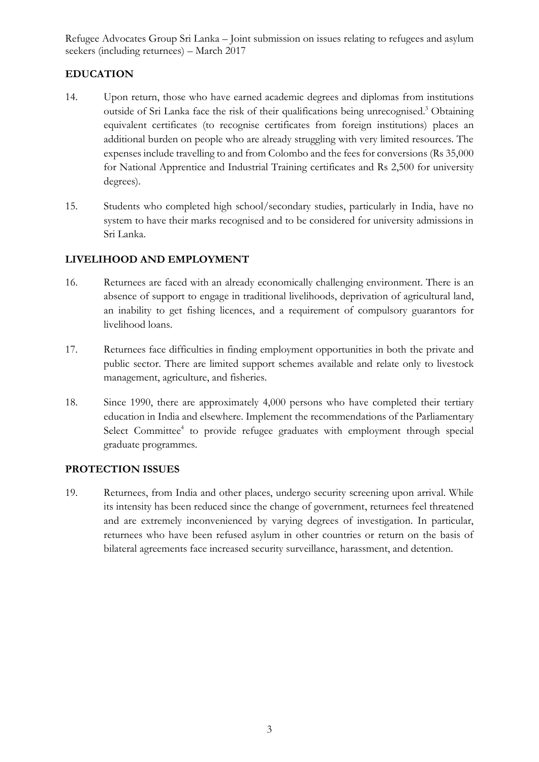## EDUCATION

14. Upon return, those who have earned academic degrees and diplomas from institutions outside of Sri Lanka face the risk of their qualifications being unrecognised.[3] Obtaining equivalent certificates (to recognise certificates from foreign institutions) places an additional burden on people who are already struggling with very limited resources. The expenses include travelling to and from Colombo and the fees for conversions (Rs 35,000 for National Apprentice and Industrial Training certificates and Rs 2,500 for university degrees).

15. Students who completed high school/secondary studies, particularly in India, have no system to have their marks recognised and to be considered for university admissions in Sri Lanka.

## LIVELIHOOD AND EMPLOYMENT

16. Returnees are faced with an already economically challenging environment. There is an absence of support to engage in traditional livelihoods, deprivation of agricultural land, an inability to get fishing licences, and a requirement of compulsory guarantors for livelihood loans.

17. Returnees face difficulties in finding employment opportunities in both the private and public sector. There are limited support schemes available and relate only to livestock management, agriculture, and fisheries.

18. Since 1990, there are approximately 4,000 persons who have completed their tertiary education in India and elsewhere. Implement the recommendations of the Parliamentary Select Committee[4] to provide refugee graduates with employment through special graduate programmes.

## PROTECTION ISSUES

19. Returnees, from India and other places, undergo security screening upon arrival. While its intensity has been reduced since the change of government, returnees feel threatened and are extremely inconvenienced by varying degrees of investigation. In particular, returnees who have been refused asylum in other countries or return on the basis of bilateral agreements face increased security surveillance, harassment, and detention.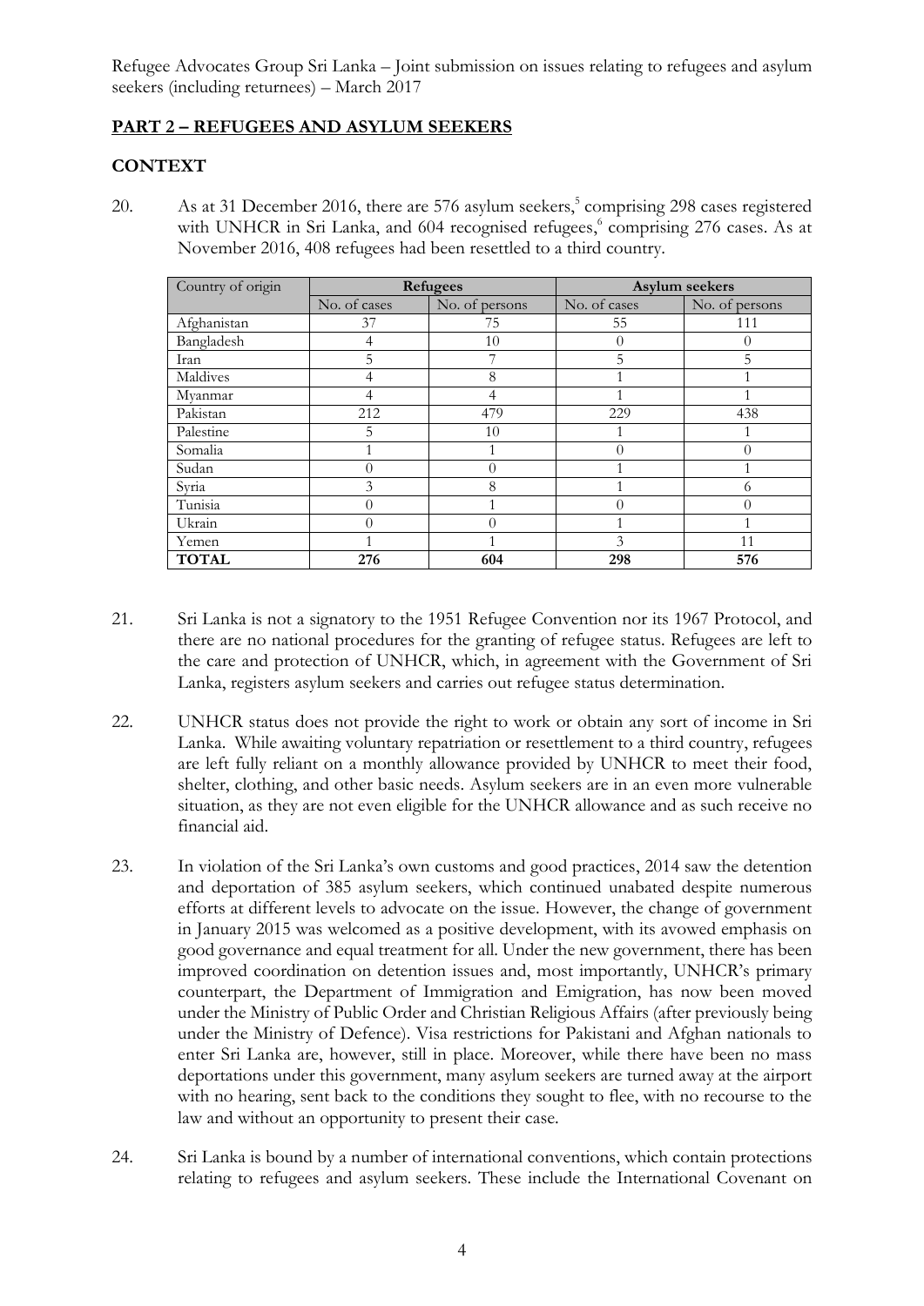## PART 2 – REFUGEES AND ASYLUM SEEKERS

## CONTEXT

20. As at 31 December 2016, there are 576 asylum seekers,[5] comprising 298 cases registered with UNHCR in Sri Lanka, and 604 recognised refugees,[6] comprising 276 cases. As at November 2016, 408 refugees had been resettled to a third country.

| Country of origin | Refugees | | Asylum seekers | |
|---|---|---|---|---|
| | No. of cases | No. of persons | No. of cases | No. of persons |
| Afghanistan | 37 | 75 | 55 | 111 |
| Bangladesh | 4 | 10 | 0 | 0 |
| Iran | 5 | 7 | 5 | 5 |
| Maldives | 4 | 8 | 1 | 1 |
| Myanmar | 4 | 4 | 1 | 1 |
| Pakistan | 212 | 479 | 229 | 438 |
| Palestine | 5 | 10 | 1 | 1 |
| Somalia | 1 | 1 | 0 | 0 |
| Sudan | 0 | 0 | 1 | 1 |
| Syria | 3 | 8 | 1 | 6 |
| Tunisia | 0 | 1 | 0 | 0 |
| Ukrain | 0 | 0 | 1 | 1 |
| Yemen | 1 | 1 | 3 | 11 |
| **TOTAL** | **276** | **604** | **298** | **576** |

21. Sri Lanka is not a signatory to the 1951 Refugee Convention nor its 1967 Protocol, and there are no national procedures for the granting of refugee status. Refugees are left to the care and protection of UNHCR, which, in agreement with the Government of Sri Lanka, registers asylum seekers and carries out refugee status determination.

22. UNHCR status does not provide the right to work or obtain any sort of income in Sri Lanka. While awaiting voluntary repatriation or resettlement to a third country, refugees are left fully reliant on a monthly allowance provided by UNHCR to meet their food, shelter, clothing, and other basic needs. Asylum seekers are in an even more vulnerable situation, as they are not even eligible for the UNHCR allowance and as such receive no financial aid.

23. In violation of the Sri Lanka's own customs and good practices, 2014 saw the detention and deportation of 385 asylum seekers, which continued unabated despite numerous efforts at different levels to advocate on the issue. However, the change of government in January 2015 was welcomed as a positive development, with its avowed emphasis on good governance and equal treatment for all. Under the new government, there has been improved coordination on detention issues and, most importantly, UNHCR's primary counterpart, the Department of Immigration and Emigration, has now been moved under the Ministry of Public Order and Christian Religious Affairs (after previously being under the Ministry of Defence). Visa restrictions for Pakistani and Afghan nationals to enter Sri Lanka are, however, still in place. Moreover, while there have been no mass deportations under this government, many asylum seekers are turned away at the airport with no hearing, sent back to the conditions they sought to flee, with no recourse to the law and without an opportunity to present their case.

24. Sri Lanka is bound by a number of international conventions, which contain protections relating to refugees and asylum seekers. These include the International Covenant on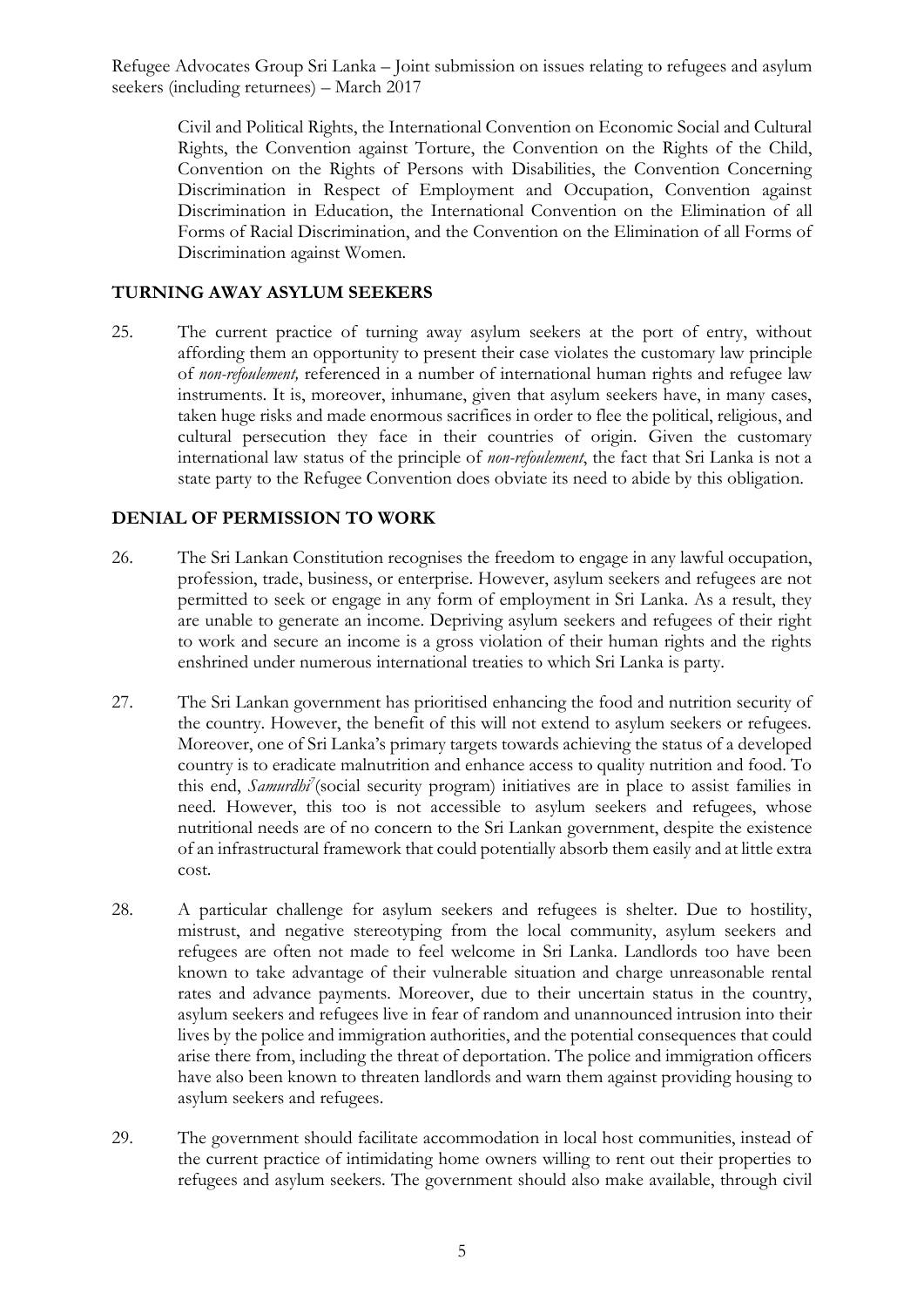Civil and Political Rights, the International Convention on Economic Social and Cultural Rights, the Convention against Torture, the Convention on the Rights of the Child, Convention on the Rights of Persons with Disabilities, the Convention Concerning Discrimination in Respect of Employment and Occupation, Convention against Discrimination in Education, the International Convention on the Elimination of all Forms of Racial Discrimination, and the Convention on the Elimination of all Forms of Discrimination against Women.

## TURNING AWAY ASYLUM SEEKERS

25. The current practice of turning away asylum seekers at the port of entry, without affording them an opportunity to present their case violates the customary law principle of *non-refoulement,* referenced in a number of international human rights and refugee law instruments. It is, moreover, inhumane, given that asylum seekers have, in many cases, taken huge risks and made enormous sacrifices in order to flee the political, religious, and cultural persecution they face in their countries of origin. Given the customary international law status of the principle of *non-refoulement*, the fact that Sri Lanka is not a state party to the Refugee Convention does obviate its need to abide by this obligation.

## DENIAL OF PERMISSION TO WORK

26. The Sri Lankan Constitution recognises the freedom to engage in any lawful occupation, profession, trade, business, or enterprise. However, asylum seekers and refugees are not permitted to seek or engage in any form of employment in Sri Lanka. As a result, they are unable to generate an income. Depriving asylum seekers and refugees of their right to work and secure an income is a gross violation of their human rights and the rights enshrined under numerous international treaties to which Sri Lanka is party.

27. The Sri Lankan government has prioritised enhancing the food and nutrition security of the country. However, the benefit of this will not extend to asylum seekers or refugees. Moreover, one of Sri Lanka's primary targets towards achieving the status of a developed country is to eradicate malnutrition and enhance access to quality nutrition and food. To this end, *Samurdhi*[7] (social security program) initiatives are in place to assist families in need. However, this too is not accessible to asylum seekers and refugees, whose nutritional needs are of no concern to the Sri Lankan government, despite the existence of an infrastructural framework that could potentially absorb them easily and at little extra cost.

28. A particular challenge for asylum seekers and refugees is shelter. Due to hostility, mistrust, and negative stereotyping from the local community, asylum seekers and refugees are often not made to feel welcome in Sri Lanka. Landlords too have been known to take advantage of their vulnerable situation and charge unreasonable rental rates and advance payments. Moreover, due to their uncertain status in the country, asylum seekers and refugees live in fear of random and unannounced intrusion into their lives by the police and immigration authorities, and the potential consequences that could arise there from, including the threat of deportation. The police and immigration officers have also been known to threaten landlords and warn them against providing housing to asylum seekers and refugees.

29. The government should facilitate accommodation in local host communities, instead of the current practice of intimidating home owners willing to rent out their properties to refugees and asylum seekers. The government should also make available, through civil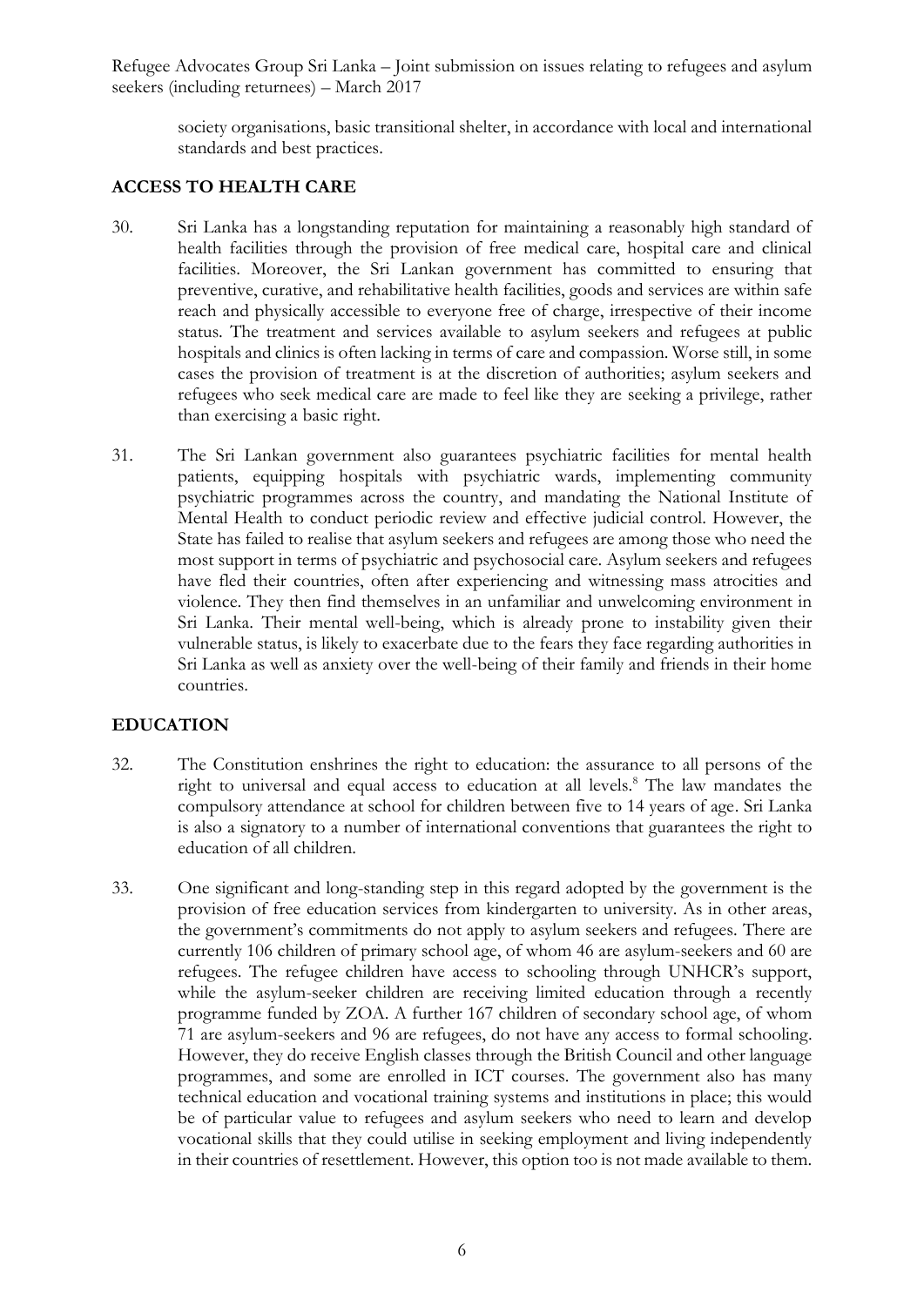society organisations, basic transitional shelter, in accordance with local and international standards and best practices.

## ACCESS TO HEALTH CARE

30. Sri Lanka has a longstanding reputation for maintaining a reasonably high standard of health facilities through the provision of free medical care, hospital care and clinical facilities. Moreover, the Sri Lankan government has committed to ensuring that preventive, curative, and rehabilitative health facilities, goods and services are within safe reach and physically accessible to everyone free of charge, irrespective of their income status. The treatment and services available to asylum seekers and refugees at public hospitals and clinics is often lacking in terms of care and compassion. Worse still, in some cases the provision of treatment is at the discretion of authorities; asylum seekers and refugees who seek medical care are made to feel like they are seeking a privilege, rather than exercising a basic right.

31. The Sri Lankan government also guarantees psychiatric facilities for mental health patients, equipping hospitals with psychiatric wards, implementing community psychiatric programmes across the country, and mandating the National Institute of Mental Health to conduct periodic review and effective judicial control. However, the State has failed to realise that asylum seekers and refugees are among those who need the most support in terms of psychiatric and psychosocial care. Asylum seekers and refugees have fled their countries, often after experiencing and witnessing mass atrocities and violence. They then find themselves in an unfamiliar and unwelcoming environment in Sri Lanka. Their mental well-being, which is already prone to instability given their vulnerable status, is likely to exacerbate due to the fears they face regarding authorities in Sri Lanka as well as anxiety over the well-being of their family and friends in their home countries.

## EDUCATION

32. The Constitution enshrines the right to education: the assurance to all persons of the right to universal and equal access to education at all levels.[8] The law mandates the compulsory attendance at school for children between five to 14 years of age. Sri Lanka is also a signatory to a number of international conventions that guarantees the right to education of all children.

33. One significant and long-standing step in this regard adopted by the government is the provision of free education services from kindergarten to university. As in other areas, the government's commitments do not apply to asylum seekers and refugees. There are currently 106 children of primary school age, of whom 46 are asylum-seekers and 60 are refugees. The refugee children have access to schooling through UNHCR's support, while the asylum-seeker children are receiving limited education through a recently programme funded by ZOA. A further 167 children of secondary school age, of whom 71 are asylum-seekers and 96 are refugees, do not have any access to formal schooling. However, they do receive English classes through the British Council and other language programmes, and some are enrolled in ICT courses. The government also has many technical education and vocational training systems and institutions in place; this would be of particular value to refugees and asylum seekers who need to learn and develop vocational skills that they could utilise in seeking employment and living independently in their countries of resettlement. However, this option too is not made available to them.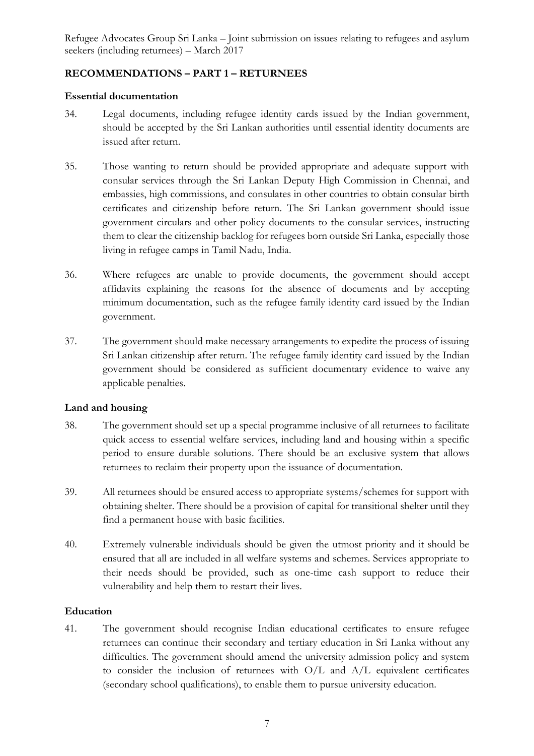## RECOMMENDATIONS – PART 1 – RETURNEES

### Essential documentation

34. Legal documents, including refugee identity cards issued by the Indian government, should be accepted by the Sri Lankan authorities until essential identity documents are issued after return.

35. Those wanting to return should be provided appropriate and adequate support with consular services through the Sri Lankan Deputy High Commission in Chennai, and embassies, high commissions, and consulates in other countries to obtain consular birth certificates and citizenship before return. The Sri Lankan government should issue government circulars and other policy documents to the consular services, instructing them to clear the citizenship backlog for refugees born outside Sri Lanka, especially those living in refugee camps in Tamil Nadu, India.

36. Where refugees are unable to provide documents, the government should accept affidavits explaining the reasons for the absence of documents and by accepting minimum documentation, such as the refugee family identity card issued by the Indian government.

37. The government should make necessary arrangements to expedite the process of issuing Sri Lankan citizenship after return. The refugee family identity card issued by the Indian government should be considered as sufficient documentary evidence to waive any applicable penalties.

### Land and housing

38. The government should set up a special programme inclusive of all returnees to facilitate quick access to essential welfare services, including land and housing within a specific period to ensure durable solutions. There should be an exclusive system that allows returnees to reclaim their property upon the issuance of documentation.

39. All returnees should be ensured access to appropriate systems/schemes for support with obtaining shelter. There should be a provision of capital for transitional shelter until they find a permanent house with basic facilities.

40. Extremely vulnerable individuals should be given the utmost priority and it should be ensured that all are included in all welfare systems and schemes. Services appropriate to their needs should be provided, such as one-time cash support to reduce their vulnerability and help them to restart their lives.

### Education

41. The government should recognise Indian educational certificates to ensure refugee returnees can continue their secondary and tertiary education in Sri Lanka without any difficulties. The government should amend the university admission policy and system to consider the inclusion of returnees with O/L and A/L equivalent certificates (secondary school qualifications), to enable them to pursue university education.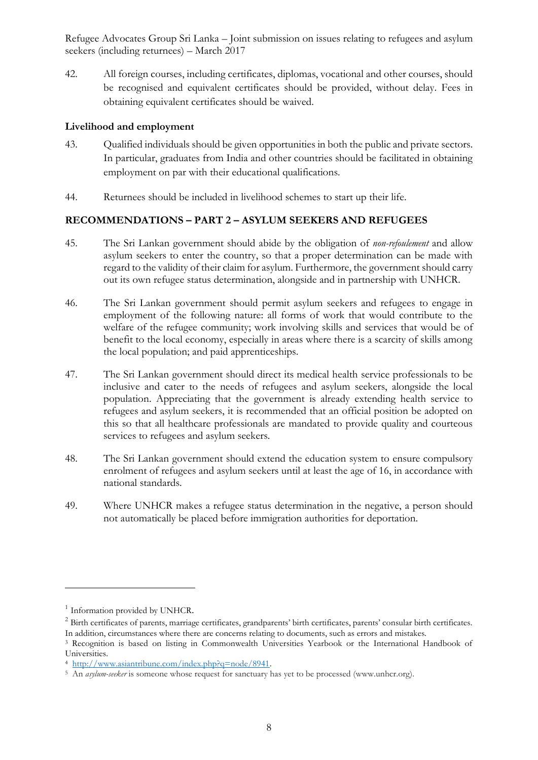42. All foreign courses, including certificates, diplomas, vocational and other courses, should be recognised and equivalent certificates should be provided, without delay. Fees in obtaining equivalent certificates should be waived.

**Livelihood and employment**

43. Qualified individuals should be given opportunities in both the public and private sectors. In particular, graduates from India and other countries should be facilitated in obtaining employment on par with their educational qualifications.

44. Returnees should be included in livelihood schemes to start up their life.

## RECOMMENDATIONS – PART 2 – ASYLUM SEEKERS AND REFUGEES

45. The Sri Lankan government should abide by the obligation of *non-refoulement* and allow asylum seekers to enter the country, so that a proper determination can be made with regard to the validity of their claim for asylum. Furthermore, the government should carry out its own refugee status determination, alongside and in partnership with UNHCR.

46. The Sri Lankan government should permit asylum seekers and refugees to engage in employment of the following nature: all forms of work that would contribute to the welfare of the refugee community; work involving skills and services that would be of benefit to the local economy, especially in areas where there is a scarcity of skills among the local population; and paid apprenticeships.

47. The Sri Lankan government should direct its medical health service professionals to be inclusive and cater to the needs of refugees and asylum seekers, alongside the local population. Appreciating that the government is already extending health service to refugees and asylum seekers, it is recommended that an official position be adopted on this so that all healthcare professionals are mandated to provide quality and courteous services to refugees and asylum seekers.

48. The Sri Lankan government should extend the education system to ensure compulsory enrolment of refugees and asylum seekers until at least the age of 16, in accordance with national standards.

49. Where UNHCR makes a refugee status determination in the negative, a person should not automatically be placed before immigration authorities for deportation.

---

[1] Information provided by UNHCR.

[2] Birth certificates of parents, marriage certificates, grandparents' birth certificates, parents' consular birth certificates. In addition, circumstances where there are concerns relating to documents, such as errors and mistakes.

[3] Recognition is based on listing in Commonwealth Universities Yearbook or the International Handbook of Universities.

[4] http://www.asiantribune.com/index.php?q=node/8941.

[5] An *asylum-seeker* is someone whose request for sanctuary has yet to be processed (www.unhcr.org).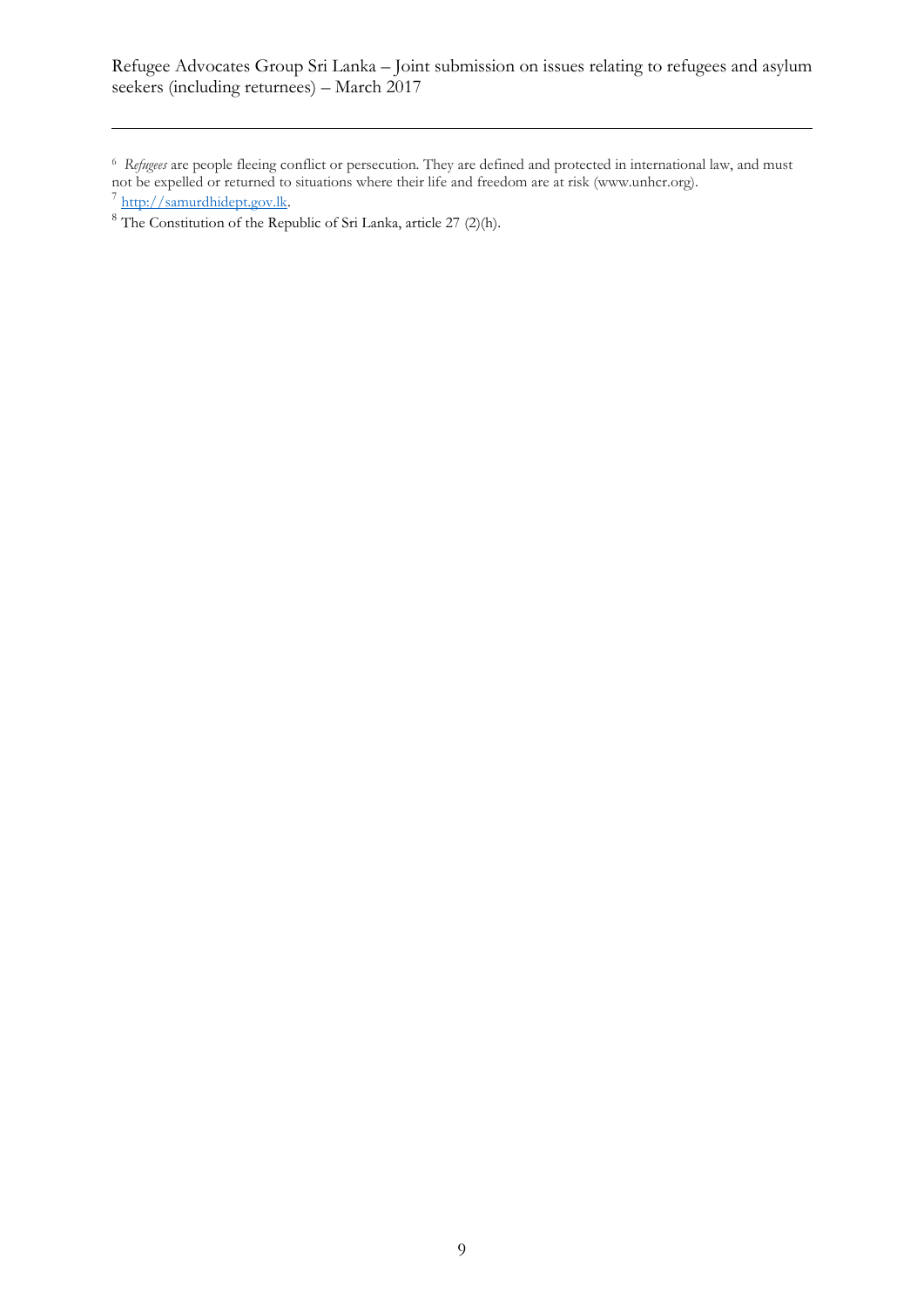[6] *Refugees* are people fleeing conflict or persecution. They are defined and protected in international law, and must not be expelled or returned to situations where their life and freedom are at risk (www.unhcr.org).

[7] http://samurdhidept.gov.lk.

[8] The Constitution of the Republic of Sri Lanka, article 27 (2)(h).